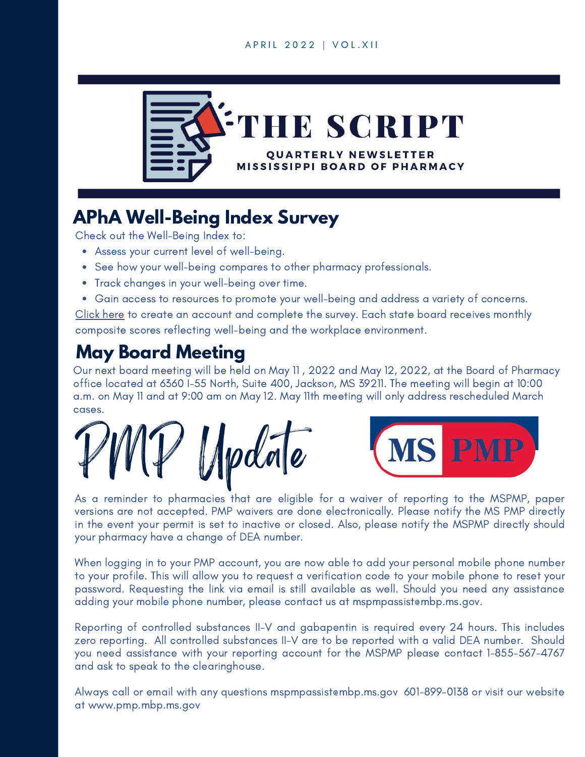APRIL 2022 | VOL.XII

# THE SCRIPT

QUARTERLY NEWSLETTER
MISSISSIPPI BOARD OF PHARMACY

## APhA Well-Being Index Survey

Check out the Well-Being Index to:

- Assess your current level of well-being.
- See how your well-being compares to other pharmacy professionals.
- Track changes in your well-being over time.
- Gain access to resources to promote your well-being and address a variety of concerns.

Click here to create an account and complete the survey. Each state board receives monthly composite scores reflecting well-being and the workplace environment.

## May Board Meeting

Our next board meeting will be held on May 11 , 2022 and May 12, 2022, at the Board of Pharmacy office located at 6360 I-55 North, Suite 400, Jackson, MS 39211. The meeting will begin at 10:00 a.m. on May 11 and at 9:00 am on May 12. May 11th meeting will only address rescheduled March cases.

## PMP Update

MS PMP

As a reminder to pharmacies that are eligible for a waiver of reporting to the MSPMP, paper versions are not accepted. PMP waivers are done electronically. Please notify the MS PMP directly in the event your permit is set to inactive or closed. Also, please notify the MSPMP directly should your pharmacy have a change of DEA number.

When logging in to your PMP account, you are now able to add your personal mobile phone number to your profile. This will allow you to request a verification code to your mobile phone to reset your password. Requesting the link via email is still available as well. Should you need any assistance adding your mobile phone number, please contact us at mspmpassist@mbp.ms.gov.

Reporting of controlled substances II-V and gabapentin is required every 24 hours. This includes zero reporting. All controlled substances II-V are to be reported with a valid DEA number. Should you need assistance with your reporting account for the MSPMP please contact 1-855-567-4767 and ask to speak to the clearinghouse.

Always call or email with any questions mspmpassist@mbp.ms.gov 601-899-0138 or visit our website at www.pmp.mbp.ms.gov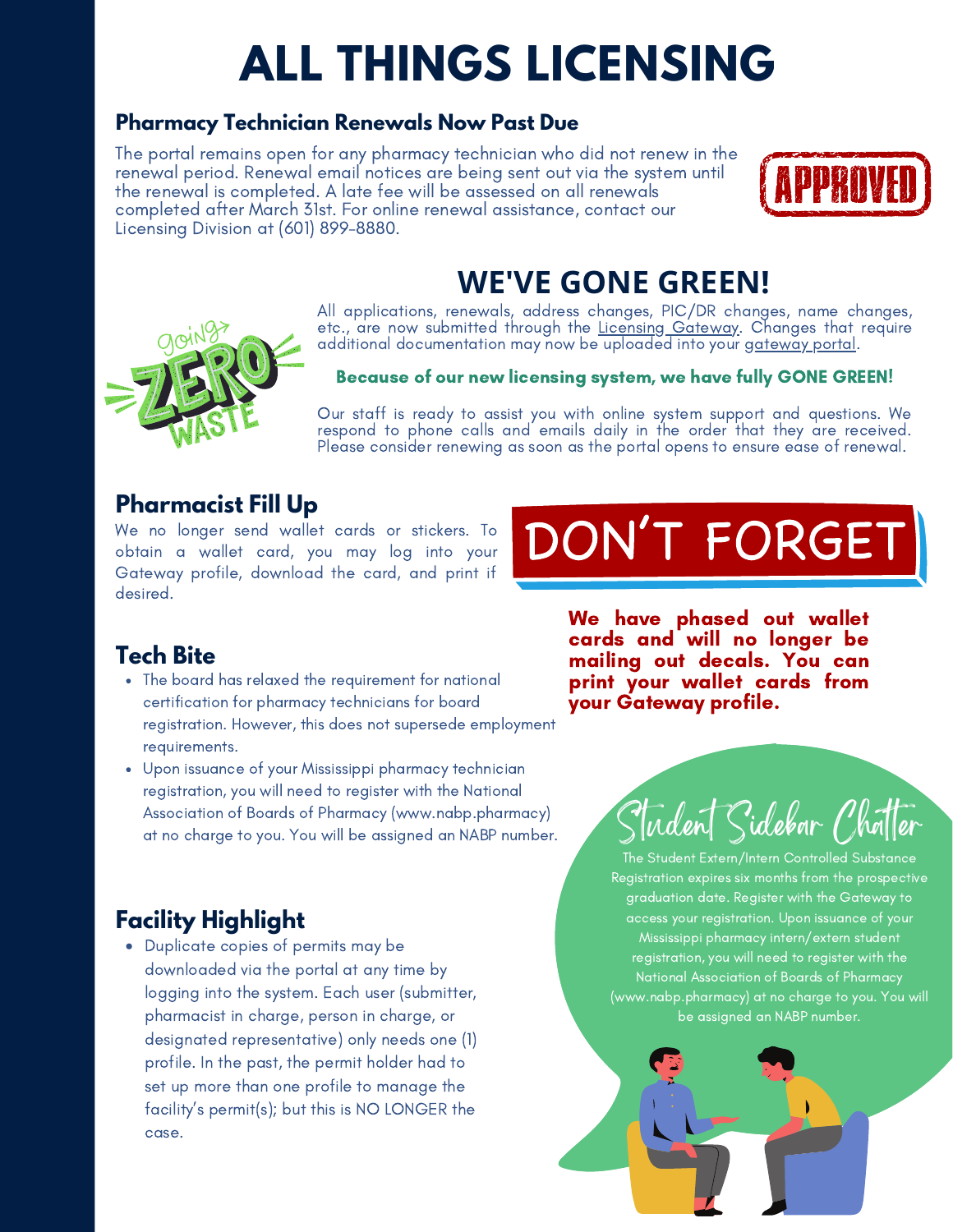# ALL THINGS LICENSING

### Pharmacy Technician Renewals Now Past Due

The portal remains open for any pharmacy technician who did not renew in the renewal period. Renewal email notices are being sent out via the system until the renewal is completed. A late fee will be assessed on all renewals completed after March 31st. For online renewal assistance, contact our Licensing Division at (601) 899-8880.

## WE'VE GONE GREEN!

All applications, renewals, address changes, PIC/DR changes, name changes, etc., are now submitted through the Licensing Gateway. Changes that require additional documentation may now be uploaded into your gateway portal.

**Because of our new licensing system, we have fully GONE GREEN!**

Our staff is ready to assist you with online system support and questions. We respond to phone calls and emails daily in the order that they are received. Please consider renewing as soon as the portal opens to ensure ease of renewal.

## Pharmacist Fill Up

We no longer send wallet cards or stickers. To obtain a wallet card, you may log into your Gateway profile, download the card, and print if desired.

## DON'T FORGET

**We have phased out wallet cards and will no longer be mailing out decals. You can print your wallet cards from your Gateway profile.**

## Tech Bite

- The board has relaxed the requirement for national certification for pharmacy technicians for board registration. However, this does not supersede employment requirements.
- Upon issuance of your Mississippi pharmacy technician registration, you will need to register with the National Association of Boards of Pharmacy (www.nabp.pharmacy) at no charge to you. You will be assigned an NABP number.

## Student Sidebar Chatter

The Student Extern/Intern Controlled Substance Registration expires six months from the prospective graduation date. Register with the Gateway to access your registration. Upon issuance of your Mississippi pharmacy intern/extern student registration, you will need to register with the National Association of Boards of Pharmacy (www.nabp.pharmacy) at no charge to you. You will be assigned an NABP number.

## Facility Highlight

- Duplicate copies of permits may be downloaded via the portal at any time by logging into the system. Each user (submitter, pharmacist in charge, person in charge, or designated representative) only needs one (1) profile. In the past, the permit holder had to set up more than one profile to manage the facility's permit(s); but this is NO LONGER the case.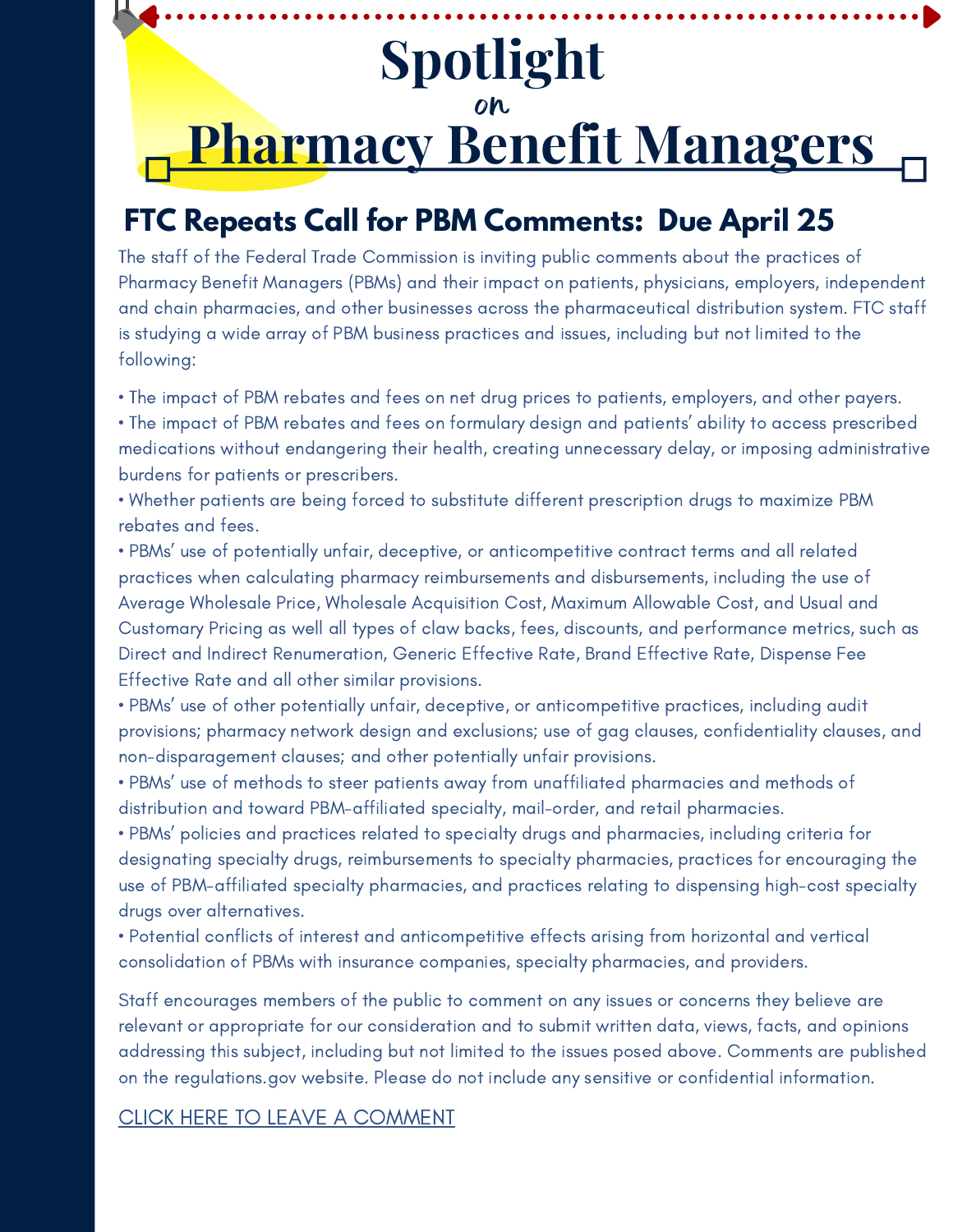# Spotlight *on* Pharmacy Benefit Managers

## FTC Repeats Call for PBM Comments: Due April 25

The staff of the Federal Trade Commission is inviting public comments about the practices of Pharmacy Benefit Managers (PBMs) and their impact on patients, physicians, employers, independent and chain pharmacies, and other businesses across the pharmaceutical distribution system. FTC staff is studying a wide array of PBM business practices and issues, including but not limited to the following:

- The impact of PBM rebates and fees on net drug prices to patients, employers, and other payers.
- The impact of PBM rebates and fees on formulary design and patients' ability to access prescribed medications without endangering their health, creating unnecessary delay, or imposing administrative burdens for patients or prescribers.
- Whether patients are being forced to substitute different prescription drugs to maximize PBM rebates and fees.
- PBMs' use of potentially unfair, deceptive, or anticompetitive contract terms and all related practices when calculating pharmacy reimbursements and disbursements, including the use of Average Wholesale Price, Wholesale Acquisition Cost, Maximum Allowable Cost, and Usual and Customary Pricing as well all types of claw backs, fees, discounts, and performance metrics, such as Direct and Indirect Renumeration, Generic Effective Rate, Brand Effective Rate, Dispense Fee Effective Rate and all other similar provisions.
- PBMs' use of other potentially unfair, deceptive, or anticompetitive practices, including audit provisions; pharmacy network design and exclusions; use of gag clauses, confidentiality clauses, and non-disparagement clauses; and other potentially unfair provisions.
- PBMs' use of methods to steer patients away from unaffiliated pharmacies and methods of distribution and toward PBM-affiliated specialty, mail-order, and retail pharmacies.
- PBMs' policies and practices related to specialty drugs and pharmacies, including criteria for designating specialty drugs, reimbursements to specialty pharmacies, practices for encouraging the use of PBM-affiliated specialty pharmacies, and practices relating to dispensing high-cost specialty drugs over alternatives.
- Potential conflicts of interest and anticompetitive effects arising from horizontal and vertical consolidation of PBMs with insurance companies, specialty pharmacies, and providers.

Staff encourages members of the public to comment on any issues or concerns they believe are relevant or appropriate for our consideration and to submit written data, views, facts, and opinions addressing this subject, including but not limited to the issues posed above. Comments are published on the regulations.gov website. Please do not include any sensitive or confidential information.

CLICK HERE TO LEAVE A COMMENT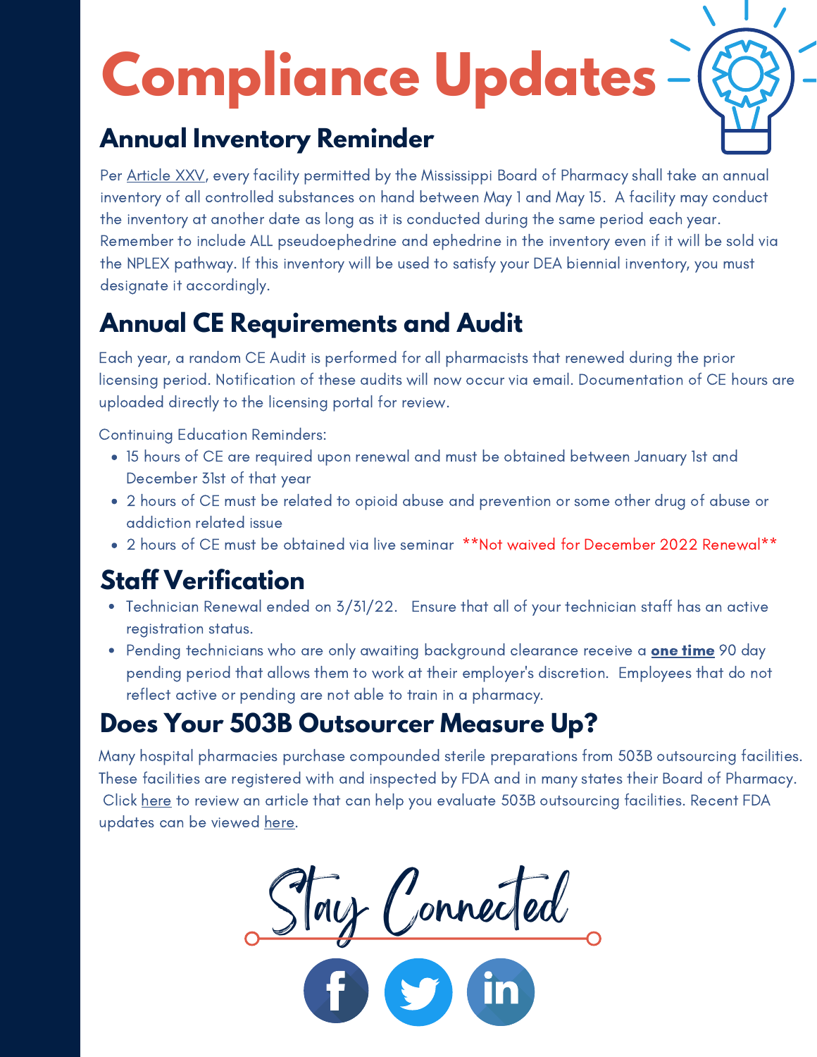# Compliance Updates

## Annual Inventory Reminder

Per Article XXV, every facility permitted by the Mississippi Board of Pharmacy shall take an annual inventory of all controlled substances on hand between May 1 and May 15. A facility may conduct the inventory at another date as long as it is conducted during the same period each year. Remember to include ALL pseudoephedrine and ephedrine in the inventory even if it will be sold via the NPLEX pathway. If this inventory will be used to satisfy your DEA biennial inventory, you must designate it accordingly.

## Annual CE Requirements and Audit

Each year, a random CE Audit is performed for all pharmacists that renewed during the prior licensing period. Notification of these audits will now occur via email. Documentation of CE hours are uploaded directly to the licensing portal for review.

Continuing Education Reminders:

- 15 hours of CE are required upon renewal and must be obtained between January 1st and December 31st of that year
- 2 hours of CE must be related to opioid abuse and prevention or some other drug of abuse or addiction related issue
- 2 hours of CE must be obtained via live seminar **Not waived for December 2022 Renewal**

## Staff Verification

- Technician Renewal ended on 3/31/22. Ensure that all of your technician staff has an active registration status.
- Pending technicians who are only awaiting background clearance receive a **one time** 90 day pending period that allows them to work at their employer's discretion. Employees that do not reflect active or pending are not able to train in a pharmacy.

## Does Your 503B Outsourcer Measure Up?

Many hospital pharmacies purchase compounded sterile preparations from 503B outsourcing facilities. These facilities are registered with and inspected by FDA and in many states their Board of Pharmacy. Click here to review an article that can help you evaluate 503B outsourcing facilities. Recent FDA updates can be viewed here.

Stay Connected